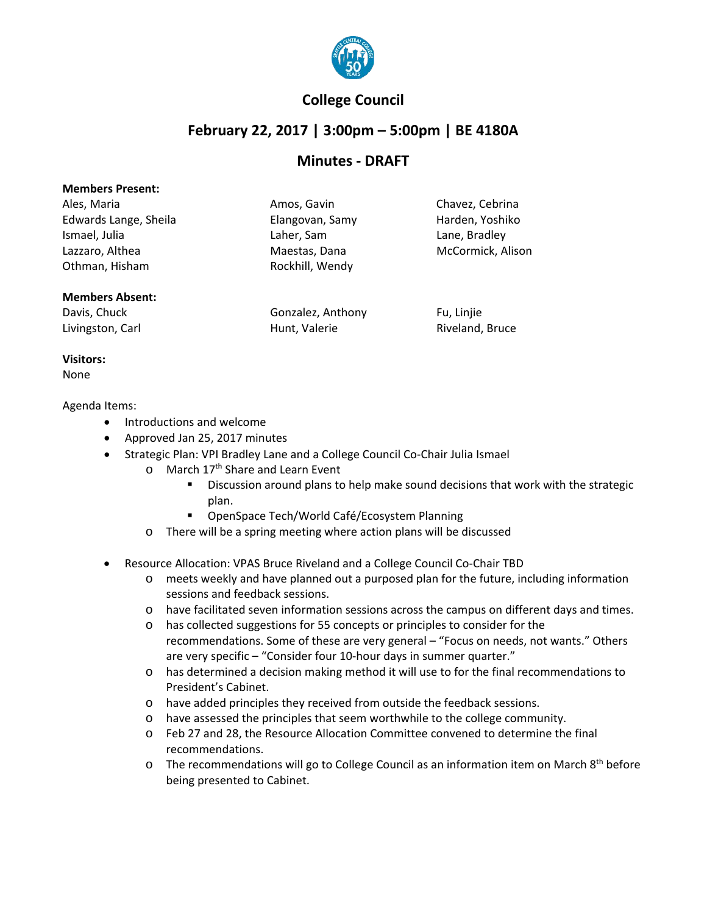# College Council

## February 22, 2017 | 3:00pm – 5:00pm | BE 4180A

## Minutes - DRAFT

**Members Present:**

| | | |
|---|---|---|
| Ales, Maria | Amos, Gavin | Chavez, Cebrina |
| Edwards Lange, Sheila | Elangovan, Samy | Harden, Yoshiko |
| Ismael, Julia | Laher, Sam | Lane, Bradley |
| Lazzaro, Althea | Maestas, Dana | McCormick, Alison |
| Othman, Hisham | Rockhill, Wendy | |

**Members Absent:**

| | | |
|---|---|---|
| Davis, Chuck | Gonzalez, Anthony | Fu, Linjie |
| Livingston, Carl | Hunt, Valerie | Riveland, Bruce |

**Visitors:**
None

Agenda Items:

- Introductions and welcome
- Approved Jan 25, 2017 minutes
- Strategic Plan: VPI Bradley Lane and a College Council Co-Chair Julia Ismael
  - March 17th Share and Learn Event
    - Discussion around plans to help make sound decisions that work with the strategic plan.
    - OpenSpace Tech/World Café/Ecosystem Planning
  - There will be a spring meeting where action plans will be discussed

- Resource Allocation: VPAS Bruce Riveland and a College Council Co-Chair TBD
  - meets weekly and have planned out a purposed plan for the future, including information sessions and feedback sessions.
  - have facilitated seven information sessions across the campus on different days and times.
  - has collected suggestions for 55 concepts or principles to consider for the recommendations. Some of these are very general – "Focus on needs, not wants." Others are very specific – "Consider four 10-hour days in summer quarter."
  - has determined a decision making method it will use to for the final recommendations to President's Cabinet.
  - have added principles they received from outside the feedback sessions.
  - have assessed the principles that seem worthwhile to the college community.
  - Feb 27 and 28, the Resource Allocation Committee convened to determine the final recommendations.
  - The recommendations will go to College Council as an information item on March 8th before being presented to Cabinet.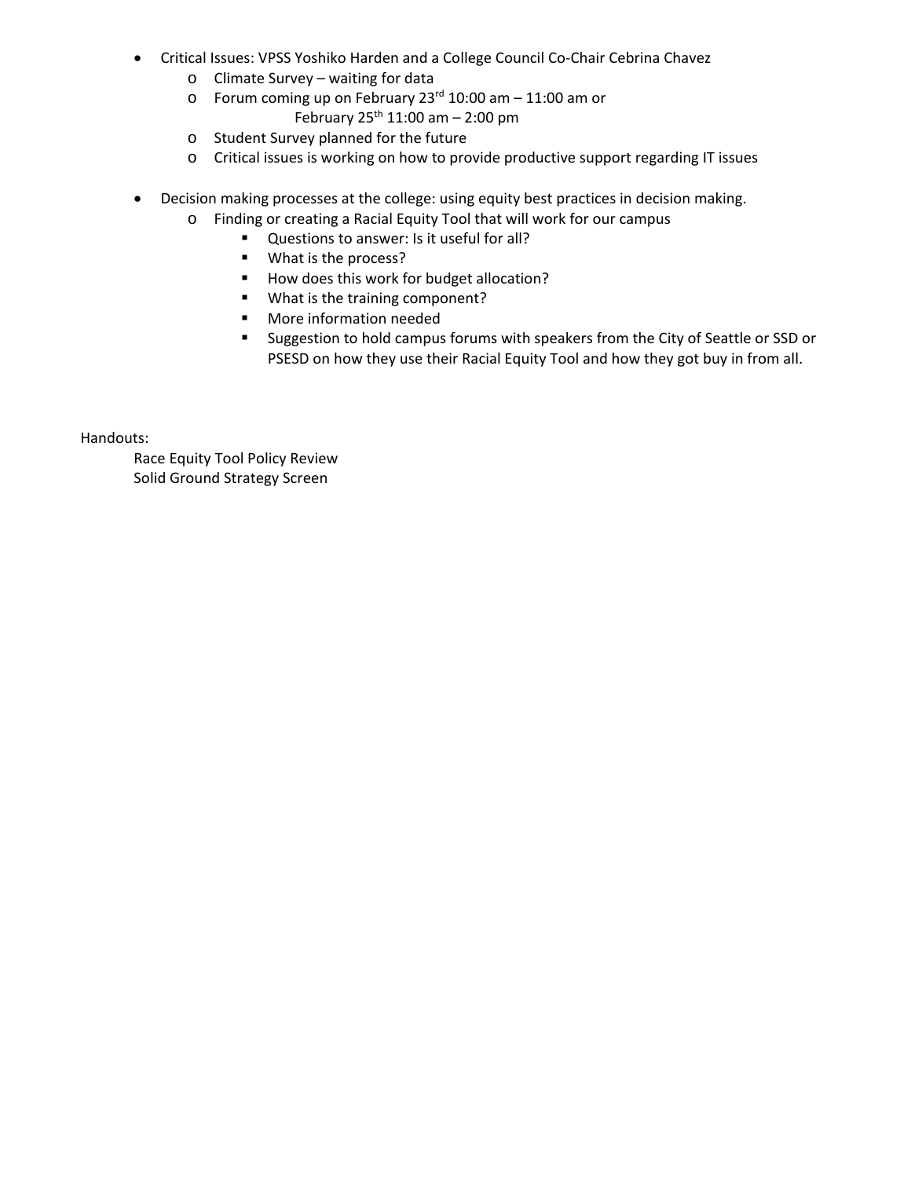- Critical Issues: VPSS Yoshiko Harden and a College Council Co-Chair Cebrina Chavez
  - Climate Survey – waiting for data
  - Forum coming up on February 23rd 10:00 am – 11:00 am or
    February 25th 11:00 am – 2:00 pm
  - Student Survey planned for the future
  - Critical issues is working on how to provide productive support regarding IT issues

- Decision making processes at the college: using equity best practices in decision making.
  - Finding or creating a Racial Equity Tool that will work for our campus
    - Questions to answer: Is it useful for all?
    - What is the process?
    - How does this work for budget allocation?
    - What is the training component?
    - More information needed
    - Suggestion to hold campus forums with speakers from the City of Seattle or SSD or PSESD on how they use their Racial Equity Tool and how they got buy in from all.

Handouts:

Race Equity Tool Policy Review
Solid Ground Strategy Screen